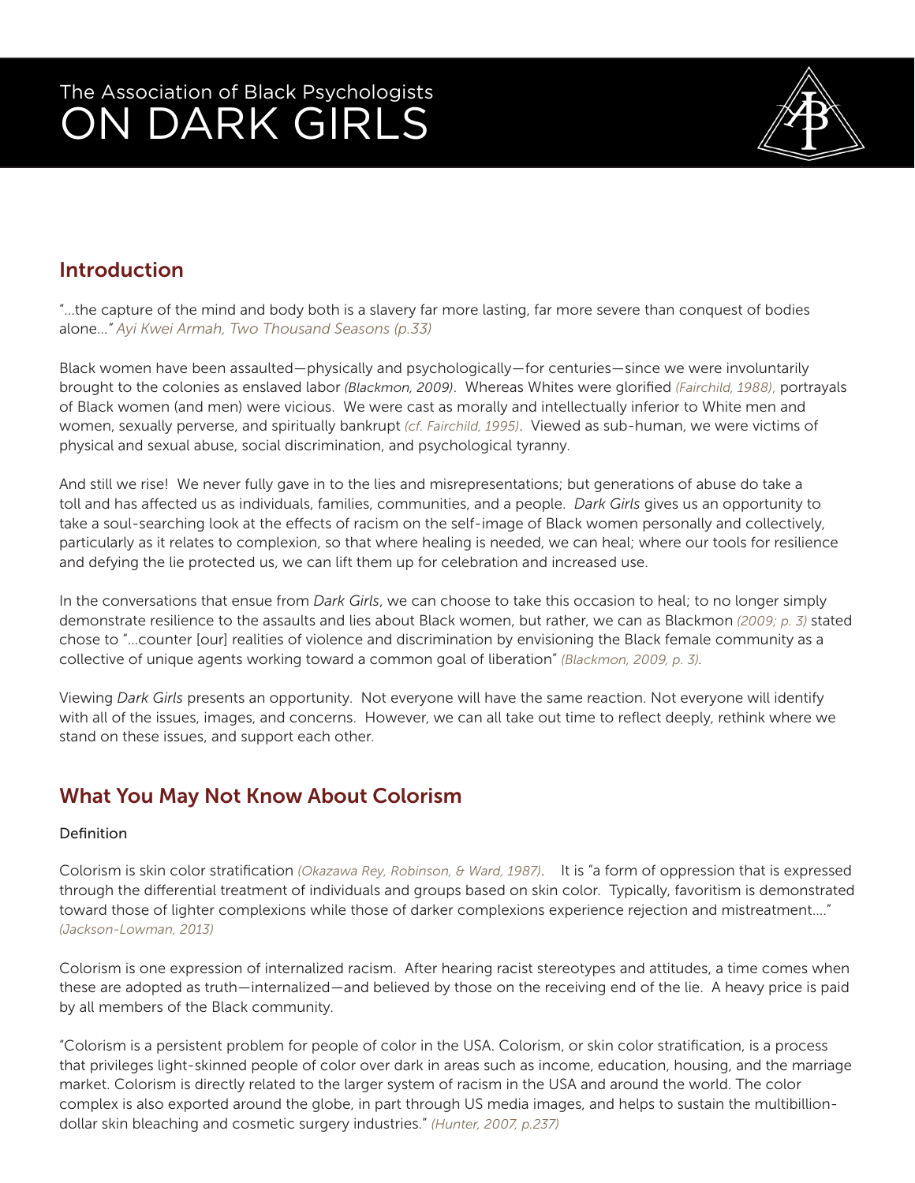The Association of Black Psychologists

# ON DARK GIRLS

## Introduction

"...the capture of the mind and body both is a slavery far more lasting, far more severe than conquest of bodies alone..." *Ayi Kwei Armah, Two Thousand Seasons (p.33)*

Black women have been assaulted—physically and psychologically—for centuries—since we were involuntarily brought to the colonies as enslaved labor *(Blackmon, 2009)*. Whereas Whites were glorified *(Fairchild, 1988)*, portrayals of Black women (and men) were vicious. We were cast as morally and intellectually inferior to White men and women, sexually perverse, and spiritually bankrupt *(cf. Fairchild, 1995)*. Viewed as sub-human, we were victims of physical and sexual abuse, social discrimination, and psychological tyranny.

And still we rise! We never fully gave in to the lies and misrepresentations; but generations of abuse do take a toll and has affected us as individuals, families, communities, and a people. *Dark Girls* gives us an opportunity to take a soul-searching look at the effects of racism on the self-image of Black women personally and collectively, particularly as it relates to complexion, so that where healing is needed, we can heal; where our tools for resilience and defying the lie protected us, we can lift them up for celebration and increased use.

In the conversations that ensue from *Dark Girls*, we can choose to take this occasion to heal; to no longer simply demonstrate resilience to the assaults and lies about Black women, but rather, we can as Blackmon *(2009; p. 3)* stated chose to "...counter [our] realities of violence and discrimination by envisioning the Black female community as a collective of unique agents working toward a common goal of liberation" *(Blackmon, 2009, p. 3)*.

Viewing *Dark Girls* presents an opportunity. Not everyone will have the same reaction. Not everyone will identify with all of the issues, images, and concerns. However, we can all take out time to reflect deeply, rethink where we stand on these issues, and support each other.

## What You May Not Know About Colorism

### Definition

Colorism is skin color stratification *(Okazawa Rey, Robinson, & Ward, 1987)*. It is "a form of oppression that is expressed through the differential treatment of individuals and groups based on skin color. Typically, favoritism is demonstrated toward those of lighter complexions while those of darker complexions experience rejection and mistreatment...." *(Jackson-Lowman, 2013)*

Colorism is one expression of internalized racism. After hearing racist stereotypes and attitudes, a time comes when these are adopted as truth—internalized—and believed by those on the receiving end of the lie. A heavy price is paid by all members of the Black community.

"Colorism is a persistent problem for people of color in the USA. Colorism, or skin color stratification, is a process that privileges light-skinned people of color over dark in areas such as income, education, housing, and the marriage market. Colorism is directly related to the larger system of racism in the USA and around the world. The color complex is also exported around the globe, in part through US media images, and helps to sustain the multibillion-dollar skin bleaching and cosmetic surgery industries." *(Hunter, 2007, p.237)*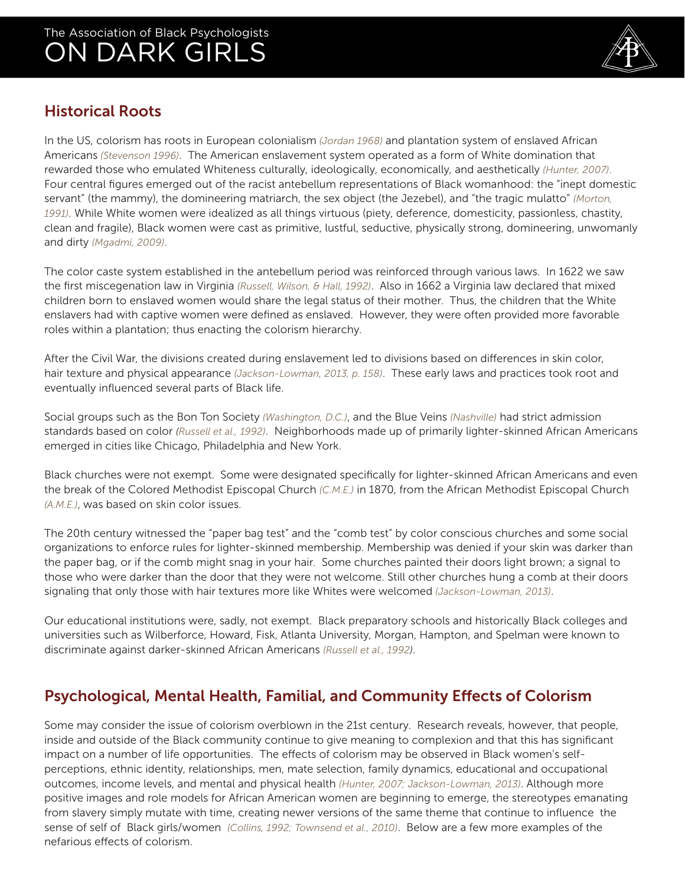## Historical Roots

In the US, colorism has roots in European colonialism *(Jordan 1968)* and plantation system of enslaved African Americans *(Stevenson 1996)*. The American enslavement system operated as a form of White domination that rewarded those who emulated Whiteness culturally, ideologically, economically, and aesthetically *(Hunter, 2007)*. Four central figures emerged out of the racist antebellum representations of Black womanhood: the "inept domestic servant" (the mammy), the domineering matriarch, the sex object (the Jezebel), and "the tragic mulatto" *(Morton, 1991)*. While White women were idealized as all things virtuous (piety, deference, domesticity, passionless, chastity, clean and fragile), Black women were cast as primitive, lustful, seductive, physically strong, domineering, unwomanly and dirty *(Mgadmi, 2009)*.

The color caste system established in the antebellum period was reinforced through various laws. In 1622 we saw the first miscegenation law in Virginia *(Russell, Wilson, & Hall, 1992)*. Also in 1662 a Virginia law declared that mixed children born to enslaved women would share the legal status of their mother. Thus, the children that the White enslavers had with captive women were defined as enslaved. However, they were often provided more favorable roles within a plantation; thus enacting the colorism hierarchy.

After the Civil War, the divisions created during enslavement led to divisions based on differences in skin color, hair texture and physical appearance *(Jackson-Lowman, 2013, p. 158)*. These early laws and practices took root and eventually influenced several parts of Black life.

Social groups such as the Bon Ton Society *(Washington, D.C.)*, and the Blue Veins *(Nashville)* had strict admission standards based on color *(Russell et al., 1992)*. Neighborhoods made up of primarily lighter-skinned African Americans emerged in cities like Chicago, Philadelphia and New York.

Black churches were not exempt. Some were designated specifically for lighter-skinned African Americans and even the break of the Colored Methodist Episcopal Church *(C.M.E.)* in 1870, from the African Methodist Episcopal Church *(A.M.E.)*, was based on skin color issues.

The 20th century witnessed the "paper bag test" and the "comb test" by color conscious churches and some social organizations to enforce rules for lighter-skinned membership. Membership was denied if your skin was darker than the paper bag, or if the comb might snag in your hair. Some churches painted their doors light brown; a signal to those who were darker than the door that they were not welcome. Still other churches hung a comb at their doors signaling that only those with hair textures more like Whites were welcomed *(Jackson-Lowman, 2013)*.

Our educational institutions were, sadly, not exempt. Black preparatory schools and historically Black colleges and universities such as Wilberforce, Howard, Fisk, Atlanta University, Morgan, Hampton, and Spelman were known to discriminate against darker-skinned African Americans *(Russell et al., 1992)*.

## Psychological, Mental Health, Familial, and Community Effects of Colorism

Some may consider the issue of colorism overblown in the 21st century. Research reveals, however, that people, inside and outside of the Black community continue to give meaning to complexion and that this has significant impact on a number of life opportunities. The effects of colorism may be observed in Black women's self-perceptions, ethnic identity, relationships, men, mate selection, family dynamics, educational and occupational outcomes, income levels, and mental and physical health *(Hunter, 2007; Jackson-Lowman, 2013)*. Although more positive images and role models for African American women are beginning to emerge, the stereotypes emanating from slavery simply mutate with time, creating newer versions of the same theme that continue to influence the sense of self of Black girls/women *(Collins, 1992; Townsend et al., 2010)*. Below are a few more examples of the nefarious effects of colorism.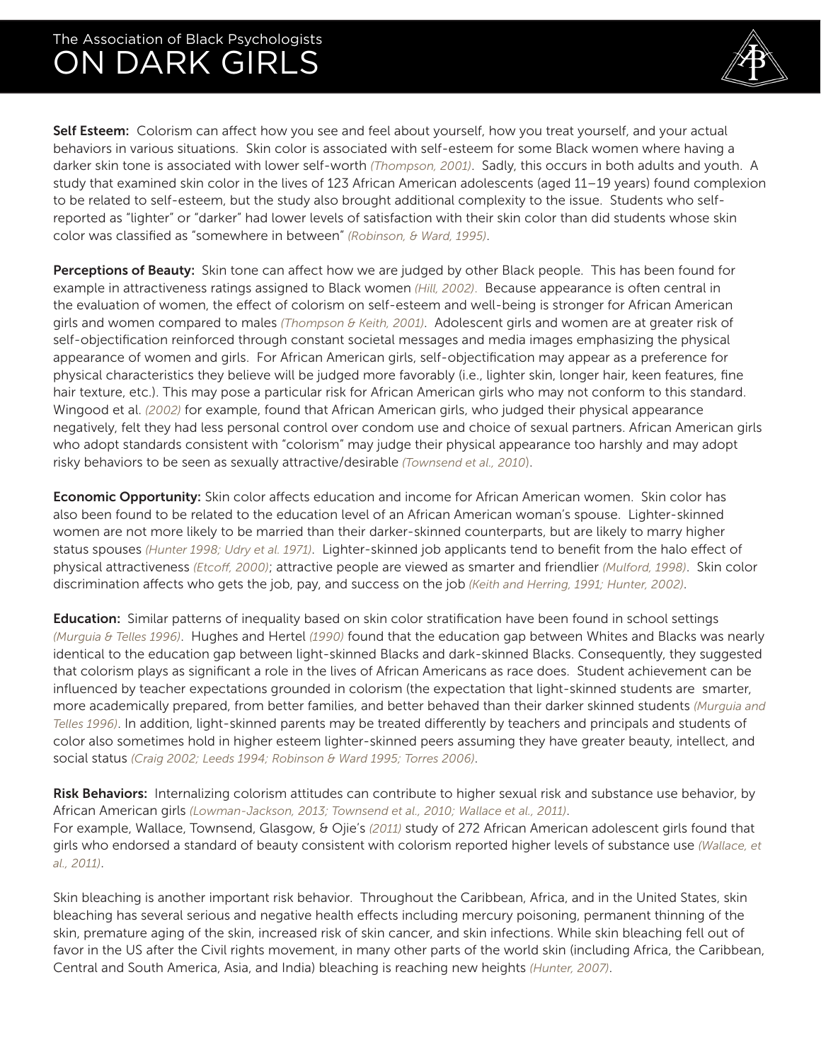**Self Esteem:** Colorism can affect how you see and feel about yourself, how you treat yourself, and your actual behaviors in various situations. Skin color is associated with self-esteem for some Black women where having a darker skin tone is associated with lower self-worth *(Thompson, 2001)*. Sadly, this occurs in both adults and youth. A study that examined skin color in the lives of 123 African American adolescents (aged 11–19 years) found complexion to be related to self-esteem, but the study also brought additional complexity to the issue. Students who self-reported as "lighter" or "darker" had lower levels of satisfaction with their skin color than did students whose skin color was classified as "somewhere in between" *(Robinson, & Ward, 1995)*.

**Perceptions of Beauty:** Skin tone can affect how we are judged by other Black people. This has been found for example in attractiveness ratings assigned to Black women *(Hill, 2002)*. Because appearance is often central in the evaluation of women, the effect of colorism on self-esteem and well-being is stronger for African American girls and women compared to males *(Thompson & Keith, 2001)*. Adolescent girls and women are at greater risk of self-objectification reinforced through constant societal messages and media images emphasizing the physical appearance of women and girls. For African American girls, self-objectification may appear as a preference for physical characteristics they believe will be judged more favorably (i.e., lighter skin, longer hair, keen features, fine hair texture, etc.). This may pose a particular risk for African American girls who may not conform to this standard. Wingood et al. *(2002)* for example, found that African American girls, who judged their physical appearance negatively, felt they had less personal control over condom use and choice of sexual partners. African American girls who adopt standards consistent with "colorism" may judge their physical appearance too harshly and may adopt risky behaviors to be seen as sexually attractive/desirable *(Townsend et al., 2010)*.

**Economic Opportunity:** Skin color affects education and income for African American women. Skin color has also been found to be related to the education level of an African American woman's spouse. Lighter-skinned women are not more likely to be married than their darker-skinned counterparts, but are likely to marry higher status spouses *(Hunter 1998; Udry et al. 1971)*. Lighter-skinned job applicants tend to benefit from the halo effect of physical attractiveness *(Etcoff, 2000)*; attractive people are viewed as smarter and friendlier *(Mulford, 1998)*. Skin color discrimination affects who gets the job, pay, and success on the job *(Keith and Herring, 1991; Hunter, 2002)*.

**Education:** Similar patterns of inequality based on skin color stratification have been found in school settings *(Murguia & Telles 1996)*. Hughes and Hertel *(1990)* found that the education gap between Whites and Blacks was nearly identical to the education gap between light-skinned Blacks and dark-skinned Blacks. Consequently, they suggested that colorism plays as significant a role in the lives of African Americans as race does. Student achievement can be influenced by teacher expectations grounded in colorism (the expectation that light-skinned students are smarter, more academically prepared, from better families, and better behaved than their darker skinned students *(Murguia and Telles 1996)*. In addition, light-skinned parents may be treated differently by teachers and principals and students of color also sometimes hold in higher esteem lighter-skinned peers assuming they have greater beauty, intellect, and social status *(Craig 2002; Leeds 1994; Robinson & Ward 1995; Torres 2006)*.

**Risk Behaviors:** Internalizing colorism attitudes can contribute to higher sexual risk and substance use behavior, by African American girls *(Lowman-Jackson, 2013; Townsend et al., 2010; Wallace et al., 2011)*.
For example, Wallace, Townsend, Glasgow, & Ojie's *(2011)* study of 272 African American adolescent girls found that girls who endorsed a standard of beauty consistent with colorism reported higher levels of substance use *(Wallace, et al., 2011)*.

Skin bleaching is another important risk behavior. Throughout the Caribbean, Africa, and in the United States, skin bleaching has several serious and negative health effects including mercury poisoning, permanent thinning of the skin, premature aging of the skin, increased risk of skin cancer, and skin infections. While skin bleaching fell out of favor in the US after the Civil rights movement, in many other parts of the world skin (including Africa, the Caribbean, Central and South America, Asia, and India) bleaching is reaching new heights *(Hunter, 2007)*.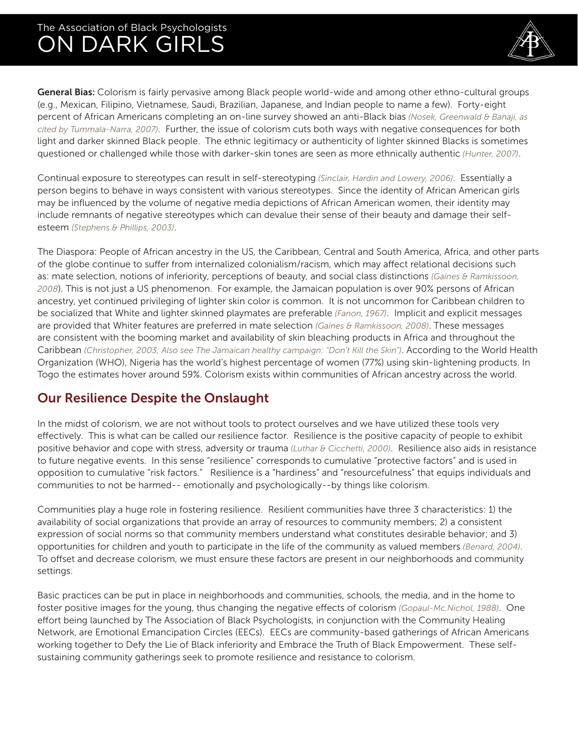**General Bias:** Colorism is fairly pervasive among Black people world-wide and among other ethno-cultural groups (e.g., Mexican, Filipino, Vietnamese, Saudi, Brazilian, Japanese, and Indian people to name a few). Forty-eight percent of African Americans completing an on-line survey showed an anti-Black bias *(Nosek, Greenwald & Banaji, as cited by Tummala-Narra, 2007)*. Further, the issue of colorism cuts both ways with negative consequences for both light and darker skinned Black people. The ethnic legitimacy or authenticity of lighter skinned Blacks is sometimes questioned or challenged while those with darker-skin tones are seen as more ethnically authentic *(Hunter, 2007)*.

Continual exposure to stereotypes can result in self-stereotyping *(Sinclair, Hardin and Lowery, 2006)*. Essentially a person begins to behave in ways consistent with various stereotypes. Since the identity of African American girls may be influenced by the volume of negative media depictions of African American women, their identity may include remnants of negative stereotypes which can devalue their sense of their beauty and damage their self-esteem *(Stephens & Phillips, 2003)*.

The Diaspora: People of African ancestry in the US, the Caribbean, Central and South America, Africa, and other parts of the globe continue to suffer from internalized colonialism/racism, which may affect relational decisions such as: mate selection, notions of inferiority, perceptions of beauty, and social class distinctions *(Gaines & Ramkissoon, 2008)*. This is not just a US phenomenon. For example, the Jamaican population is over 90% persons of African ancestry, yet continued privileging of lighter skin color is common. It is not uncommon for Caribbean children to be socialized that White and lighter skinned playmates are preferable *(Fanon, 1967)*. Implicit and explicit messages are provided that Whiter features are preferred in mate selection *(Gaines & Ramkissoon, 2008)*. These messages are consistent with the booming market and availability of skin bleaching products in Africa and throughout the Caribbean *(Christopher, 2003; Also see The Jamaican healthy campaign: "Don't Kill the Skin")*. According to the World Health Organization (WHO), Nigeria has the world's highest percentage of women (77%) using skin-lightening products. In Togo the estimates hover around 59%. Colorism exists within communities of African ancestry across the world.

## Our Resilience Despite the Onslaught

In the midst of colorism, we are not without tools to protect ourselves and we have utilized these tools very effectively. This is what can be called our resilience factor. Resilience is the positive capacity of people to exhibit positive behavior and cope with stress, adversity or trauma *(Luthar & Cicchetti, 2000)*. Resilience also aids in resistance to future negative events. In this sense "resilience" corresponds to cumulative "protective factors" and is used in opposition to cumulative "risk factors." Resilience is a "hardiness" and "resourcefulness" that equips individuals and communities to not be harmed-- emotionally and psychologically--by things like colorism.

Communities play a huge role in fostering resilience. Resilient communities have three 3 characteristics: 1) the availability of social organizations that provide an array of resources to community members; 2) a consistent expression of social norms so that community members understand what constitutes desirable behavior; and 3) opportunities for children and youth to participate in the life of the community as valued members *(Benard, 2004)*. To offset and decrease colorism, we must ensure these factors are present in our neighborhoods and community settings.

Basic practices can be put in place in neighborhoods and communities, schools, the media, and in the home to foster positive images for the young, thus changing the negative effects of colorism *(Gopaul-Mc.Nichol, 1988)*. One effort being launched by The Association of Black Psychologists, in conjunction with the Community Healing Network, are Emotional Emancipation Circles (EECs). EECs are community-based gatherings of African Americans working together to Defy the Lie of Black inferiority and Embrace the Truth of Black Empowerment. These self-sustaining community gatherings seek to promote resilience and resistance to colorism.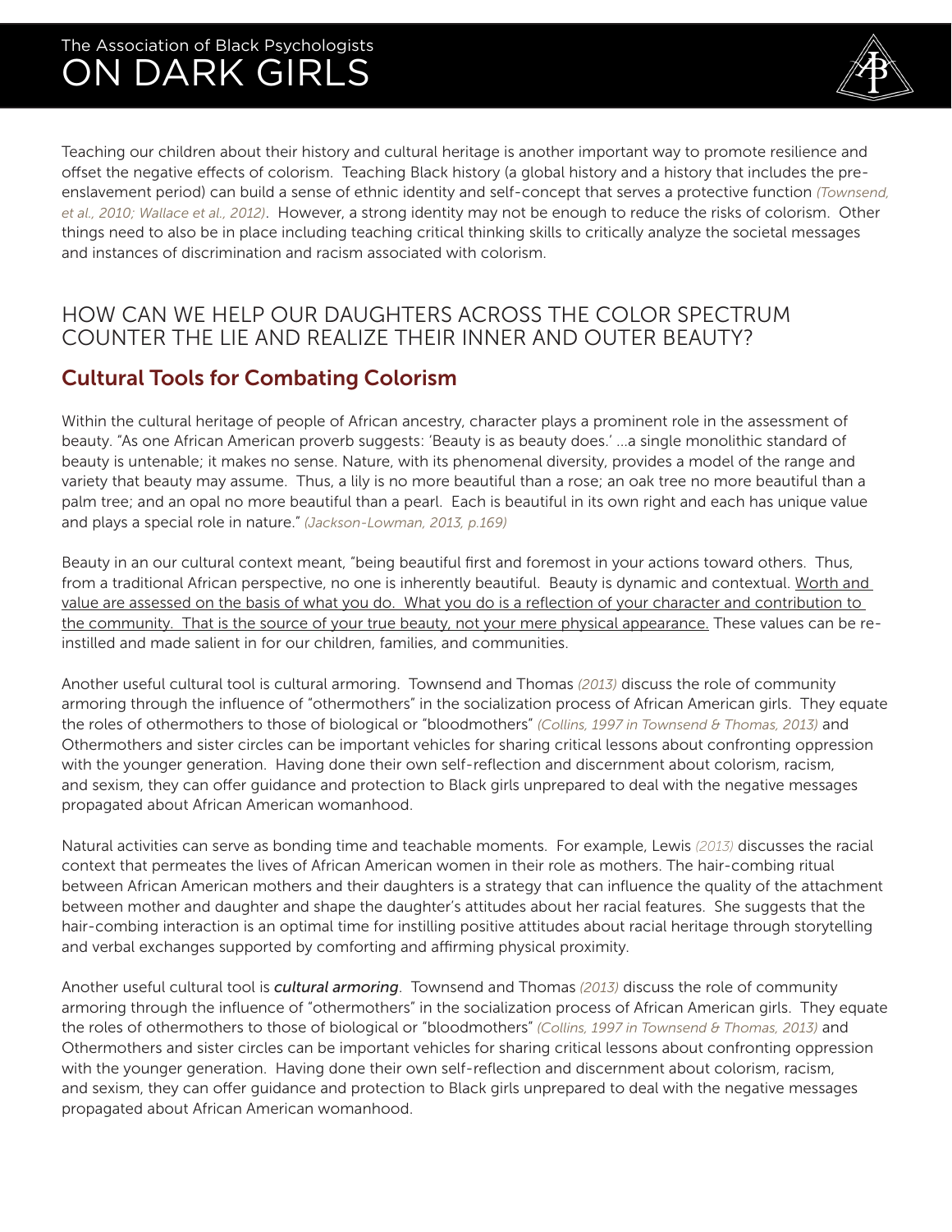Teaching our children about their history and cultural heritage is another important way to promote resilience and offset the negative effects of colorism. Teaching Black history (a global history and a history that includes the pre-enslavement period) can build a sense of ethnic identity and self-concept that serves a protective function *(Townsend, et al., 2010; Wallace et al., 2012)*. However, a strong identity may not be enough to reduce the risks of colorism. Other things need to also be in place including teaching critical thinking skills to critically analyze the societal messages and instances of discrimination and racism associated with colorism.

## HOW CAN WE HELP OUR DAUGHTERS ACROSS THE COLOR SPECTRUM COUNTER THE LIE AND REALIZE THEIR INNER AND OUTER BEAUTY?

### Cultural Tools for Combating Colorism

Within the cultural heritage of people of African ancestry, character plays a prominent role in the assessment of beauty. "As one African American proverb suggests: 'Beauty is as beauty does.' ...a single monolithic standard of beauty is untenable; it makes no sense. Nature, with its phenomenal diversity, provides a model of the range and variety that beauty may assume. Thus, a lily is no more beautiful than a rose; an oak tree no more beautiful than a palm tree; and an opal no more beautiful than a pearl. Each is beautiful in its own right and each has unique value and plays a special role in nature." *(Jackson-Lowman, 2013, p.169)*

Beauty in an our cultural context meant, "being beautiful first and foremost in your actions toward others. Thus, from a traditional African perspective, no one is inherently beautiful. Beauty is dynamic and contextual. <u>Worth and value are assessed on the basis of what you do. What you do is a reflection of your character and contribution to the community. That is the source of your true beauty, not your mere physical appearance.</u> These values can be re-instilled and made salient in for our children, families, and communities.

Another useful cultural tool is cultural armoring. Townsend and Thomas *(2013)* discuss the role of community armoring through the influence of "othermothers" in the socialization process of African American girls. They equate the roles of othermothers to those of biological or "bloodmothers" *(Collins, 1997 in Townsend & Thomas, 2013)* and Othermothers and sister circles can be important vehicles for sharing critical lessons about confronting oppression with the younger generation. Having done their own self-reflection and discernment about colorism, racism, and sexism, they can offer guidance and protection to Black girls unprepared to deal with the negative messages propagated about African American womanhood.

Natural activities can serve as bonding time and teachable moments. For example, Lewis *(2013)* discusses the racial context that permeates the lives of African American women in their role as mothers. The hair-combing ritual between African American mothers and their daughters is a strategy that can influence the quality of the attachment between mother and daughter and shape the daughter's attitudes about her racial features. She suggests that the hair-combing interaction is an optimal time for instilling positive attitudes about racial heritage through storytelling and verbal exchanges supported by comforting and affirming physical proximity.

Another useful cultural tool is ***cultural armoring***. Townsend and Thomas *(2013)* discuss the role of community armoring through the influence of "othermothers" in the socialization process of African American girls. They equate the roles of othermothers to those of biological or "bloodmothers" *(Collins, 1997 in Townsend & Thomas, 2013)* and Othermothers and sister circles can be important vehicles for sharing critical lessons about confronting oppression with the younger generation. Having done their own self-reflection and discernment about colorism, racism, and sexism, they can offer guidance and protection to Black girls unprepared to deal with the negative messages propagated about African American womanhood.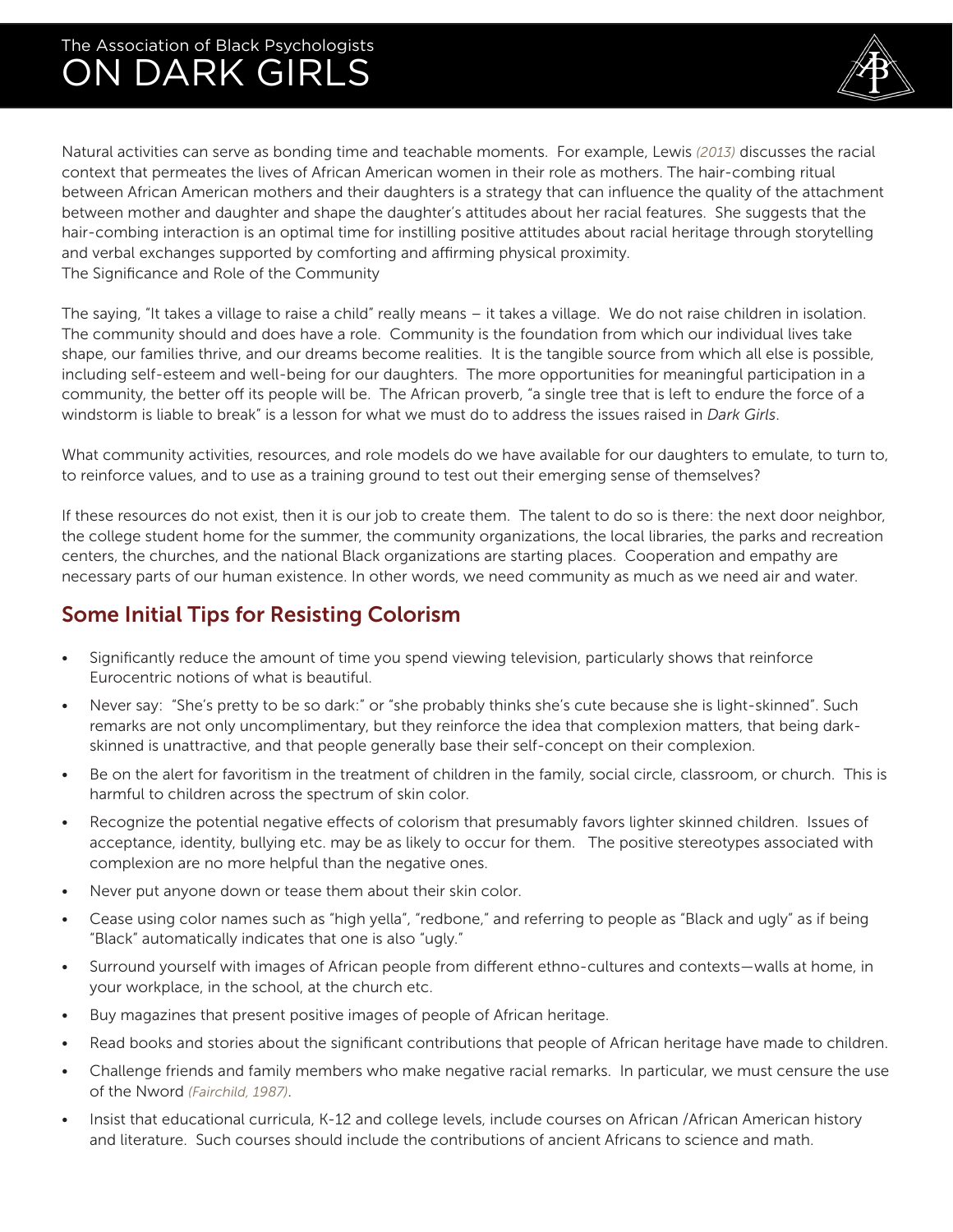Natural activities can serve as bonding time and teachable moments. For example, Lewis (2013) discusses the racial context that permeates the lives of African American women in their role as mothers. The hair-combing ritual between African American mothers and their daughters is a strategy that can influence the quality of the attachment between mother and daughter and shape the daughter's attitudes about her racial features. She suggests that the hair-combing interaction is an optimal time for instilling positive attitudes about racial heritage through storytelling and verbal exchanges supported by comforting and affirming physical proximity.

The Significance and Role of the Community

The saying, "It takes a village to raise a child" really means – it takes a village. We do not raise children in isolation. The community should and does have a role. Community is the foundation from which our individual lives take shape, our families thrive, and our dreams become realities. It is the tangible source from which all else is possible, including self-esteem and well-being for our daughters. The more opportunities for meaningful participation in a community, the better off its people will be. The African proverb, "a single tree that is left to endure the force of a windstorm is liable to break" is a lesson for what we must do to address the issues raised in *Dark Girls*.

What community activities, resources, and role models do we have available for our daughters to emulate, to turn to, to reinforce values, and to use as a training ground to test out their emerging sense of themselves?

If these resources do not exist, then it is our job to create them. The talent to do so is there: the next door neighbor, the college student home for the summer, the community organizations, the local libraries, the parks and recreation centers, the churches, and the national Black organizations are starting places. Cooperation and empathy are necessary parts of our human existence. In other words, we need community as much as we need air and water.

## Some Initial Tips for Resisting Colorism

- Significantly reduce the amount of time you spend viewing television, particularly shows that reinforce Eurocentric notions of what is beautiful.
- Never say: "She's pretty to be so dark:" or "she probably thinks she's cute because she is light-skinned". Such remarks are not only uncomplimentary, but they reinforce the idea that complexion matters, that being dark-skinned is unattractive, and that people generally base their self-concept on their complexion.
- Be on the alert for favoritism in the treatment of children in the family, social circle, classroom, or church. This is harmful to children across the spectrum of skin color.
- Recognize the potential negative effects of colorism that presumably favors lighter skinned children. Issues of acceptance, identity, bullying etc. may be as likely to occur for them. The positive stereotypes associated with complexion are no more helpful than the negative ones.
- Never put anyone down or tease them about their skin color.
- Cease using color names such as "high yella", "redbone," and referring to people as "Black and ugly" as if being "Black" automatically indicates that one is also "ugly."
- Surround yourself with images of African people from different ethno-cultures and contexts—walls at home, in your workplace, in the school, at the church etc.
- Buy magazines that present positive images of people of African heritage.
- Read books and stories about the significant contributions that people of African heritage have made to children.
- Challenge friends and family members who make negative racial remarks. In particular, we must censure the use of the Nword (Fairchild, 1987).
- Insist that educational curricula, K-12 and college levels, include courses on African /African American history and literature. Such courses should include the contributions of ancient Africans to science and math.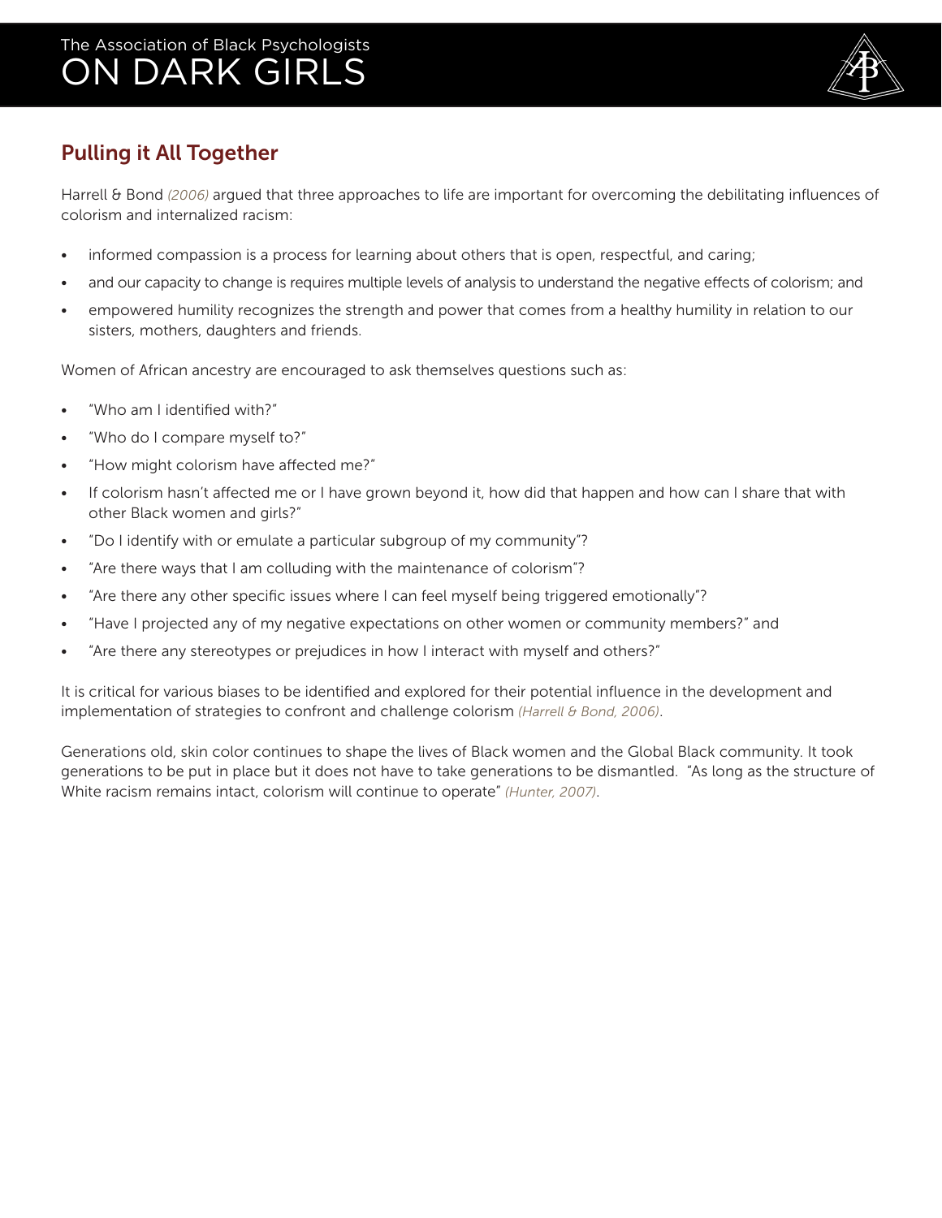## Pulling it All Together

Harrell & Bond *(2006)* argued that three approaches to life are important for overcoming the debilitating influences of colorism and internalized racism:

- informed compassion is a process for learning about others that is open, respectful, and caring;
- and our capacity to change is requires multiple levels of analysis to understand the negative effects of colorism; and
- empowered humility recognizes the strength and power that comes from a healthy humility in relation to our sisters, mothers, daughters and friends.

Women of African ancestry are encouraged to ask themselves questions such as:

- "Who am I identified with?"
- "Who do I compare myself to?"
- "How might colorism have affected me?"
- If colorism hasn't affected me or I have grown beyond it, how did that happen and how can I share that with other Black women and girls?"
- "Do I identify with or emulate a particular subgroup of my community"?
- "Are there ways that I am colluding with the maintenance of colorism"?
- "Are there any other specific issues where I can feel myself being triggered emotionally"?
- "Have I projected any of my negative expectations on other women or community members?" and
- "Are there any stereotypes or prejudices in how I interact with myself and others?"

It is critical for various biases to be identified and explored for their potential influence in the development and implementation of strategies to confront and challenge colorism *(Harrell & Bond, 2006)*.

Generations old, skin color continues to shape the lives of Black women and the Global Black community. It took generations to be put in place but it does not have to take generations to be dismantled. "As long as the structure of White racism remains intact, colorism will continue to operate" *(Hunter, 2007)*.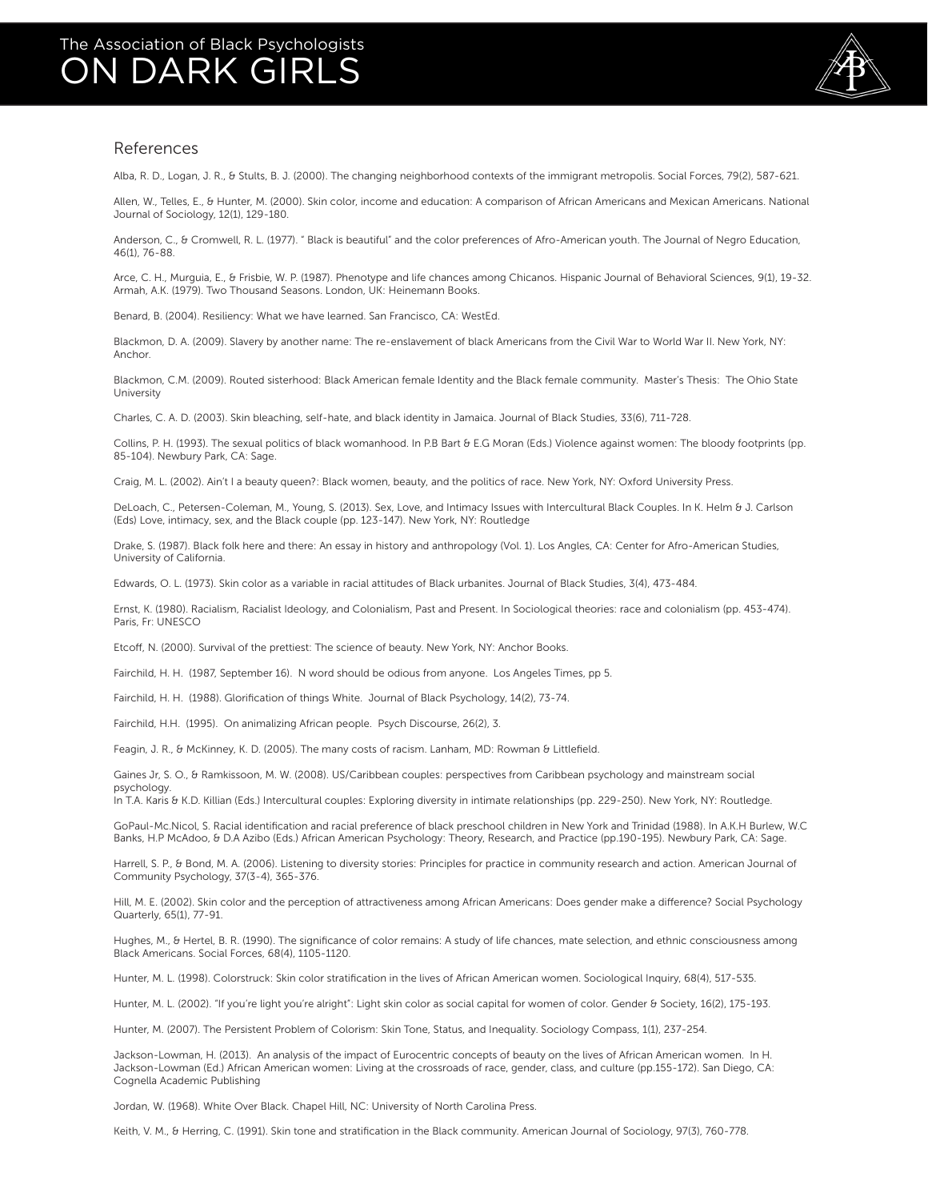## References

Alba, R. D., Logan, J. R., & Stults, B. J. (2000). The changing neighborhood contexts of the immigrant metropolis. Social Forces, 79(2), 587-621.

Allen, W., Telles, E., & Hunter, M. (2000). Skin color, income and education: A comparison of African Americans and Mexican Americans. National Journal of Sociology, 12(1), 129-180.

Anderson, C., & Cromwell, R. L. (1977). " Black is beautiful" and the color preferences of Afro-American youth. The Journal of Negro Education, 46(1), 76-88.

Arce, C. H., Murguia, E., & Frisbie, W. P. (1987). Phenotype and life chances among Chicanos. Hispanic Journal of Behavioral Sciences, 9(1), 19-32.
Armah, A.K. (1979). Two Thousand Seasons. London, UK: Heinemann Books.

Benard, B. (2004). Resiliency: What we have learned. San Francisco, CA: WestEd.

Blackmon, D. A. (2009). Slavery by another name: The re-enslavement of black Americans from the Civil War to World War II. New York, NY: Anchor.

Blackmon, C.M. (2009). Routed sisterhood: Black American female Identity and the Black female community. Master's Thesis: The Ohio State University

Charles, C. A. D. (2003). Skin bleaching, self-hate, and black identity in Jamaica. Journal of Black Studies, 33(6), 711-728.

Collins, P. H. (1993). The sexual politics of black womanhood. In P.B Bart & E.G Moran (Eds.) Violence against women: The bloody footprints (pp. 85-104). Newbury Park, CA: Sage.

Craig, M. L. (2002). Ain't I a beauty queen?: Black women, beauty, and the politics of race. New York, NY: Oxford University Press.

DeLoach, C., Petersen-Coleman, M., Young, S. (2013). Sex, Love, and Intimacy Issues with Intercultural Black Couples. In K. Helm & J. Carlson (Eds) Love, intimacy, sex, and the Black couple (pp. 123-147). New York, NY: Routledge

Drake, S. (1987). Black folk here and there: An essay in history and anthropology (Vol. 1). Los Angles, CA: Center for Afro-American Studies, University of California.

Edwards, O. L. (1973). Skin color as a variable in racial attitudes of Black urbanites. Journal of Black Studies, 3(4), 473-484.

Ernst, K. (1980). Racialism, Racialist Ideology, and Colonialism, Past and Present. In Sociological theories: race and colonialism (pp. 453-474). Paris, Fr: UNESCO

Etcoff, N. (2000). Survival of the prettiest: The science of beauty. New York, NY: Anchor Books.

Fairchild, H. H. (1987, September 16). N word should be odious from anyone. Los Angeles Times, pp 5.

Fairchild, H. H. (1988). Glorification of things White. Journal of Black Psychology, 14(2), 73-74.

Fairchild, H.H. (1995). On animalizing African people. Psych Discourse, 26(2), 3.

Feagin, J. R., & McKinney, K. D. (2005). The many costs of racism. Lanham, MD: Rowman & Littlefield.

Gaines Jr, S. O., & Ramkissoon, M. W. (2008). US/Caribbean couples: perspectives from Caribbean psychology and mainstream social psychology.
In T.A. Karis & K.D. Killian (Eds.) Intercultural couples: Exploring diversity in intimate relationships (pp. 229-250). New York, NY: Routledge.

GoPaul-Mc.Nicol, S. Racial identification and racial preference of black preschool children in New York and Trinidad (1988). In A.K.H Burlew, W.C Banks, H.P McAdoo, & D.A Azibo (Eds.) African American Psychology: Theory, Research, and Practice (pp.190-195). Newbury Park, CA: Sage.

Harrell, S. P., & Bond, M. A. (2006). Listening to diversity stories: Principles for practice in community research and action. American Journal of Community Psychology, 37(3-4), 365-376.

Hill, M. E. (2002). Skin color and the perception of attractiveness among African Americans: Does gender make a difference? Social Psychology Quarterly, 65(1), 77-91.

Hughes, M., & Hertel, B. R. (1990). The significance of color remains: A study of life chances, mate selection, and ethnic consciousness among Black Americans. Social Forces, 68(4), 1105-1120.

Hunter, M. L. (1998). Colorstruck: Skin color stratification in the lives of African American women. Sociological Inquiry, 68(4), 517-535.

Hunter, M. L. (2002). "If you're light you're alright": Light skin color as social capital for women of color. Gender & Society, 16(2), 175-193.

Hunter, M. (2007). The Persistent Problem of Colorism: Skin Tone, Status, and Inequality. Sociology Compass, 1(1), 237-254.

Jackson-Lowman, H. (2013). An analysis of the impact of Eurocentric concepts of beauty on the lives of African American women. In H. Jackson-Lowman (Ed.) African American women: Living at the crossroads of race, gender, class, and culture (pp.155-172). San Diego, CA: Cognella Academic Publishing

Jordan, W. (1968). White Over Black. Chapel Hill, NC: University of North Carolina Press.

Keith, V. M., & Herring, C. (1991). Skin tone and stratification in the Black community. American Journal of Sociology, 97(3), 760-778.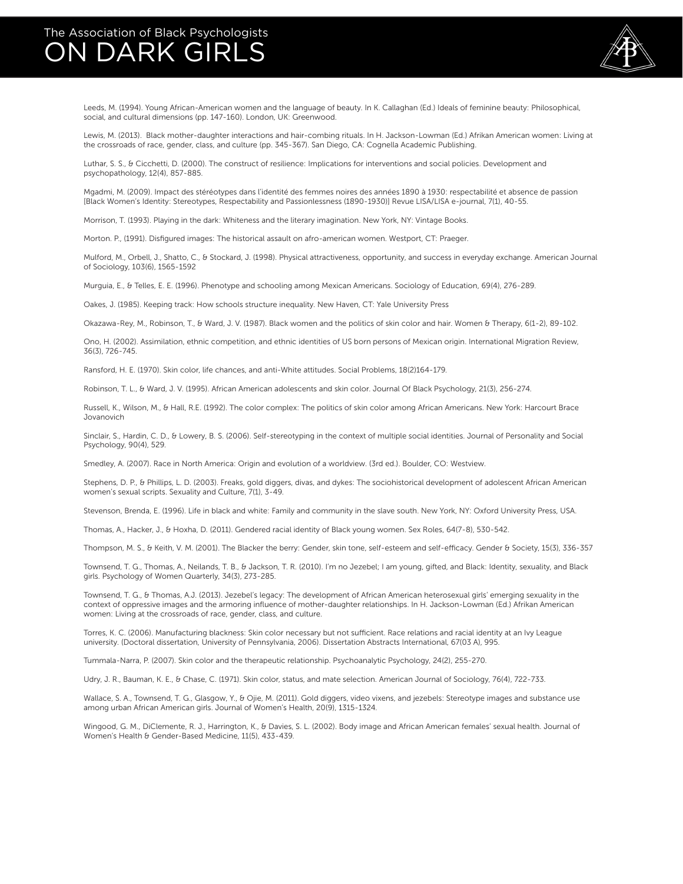Leeds, M. (1994). Young African-American women and the language of beauty. In K. Callaghan (Ed.) Ideals of feminine beauty: Philosophical, social, and cultural dimensions (pp. 147-160). London, UK: Greenwood.

Lewis, M. (2013). Black mother-daughter interactions and hair-combing rituals. In H. Jackson-Lowman (Ed.) Afrikan American women: Living at the crossroads of race, gender, class, and culture (pp. 345-367). San Diego, CA: Cognella Academic Publishing.

Luthar, S. S., & Cicchetti, D. (2000). The construct of resilience: Implications for interventions and social policies. Development and psychopathology, 12(4), 857-885.

Mgadmi, M. (2009). Impact des stéréotypes dans l'identité des femmes noires des années 1890 à 1930: respectabilité et absence de passion [Black Women's Identity: Stereotypes, Respectability and Passionlessness (1890-1930)] Revue LISA/LISA e-journal, 7(1), 40-55.

Morrison, T. (1993). Playing in the dark: Whiteness and the literary imagination. New York, NY: Vintage Books.

Morton. P., (1991). Disfigured images: The historical assault on afro-american women. Westport, CT: Praeger.

Mulford, M., Orbell, J., Shatto, C., & Stockard, J. (1998). Physical attractiveness, opportunity, and success in everyday exchange. American Journal of Sociology, 103(6), 1565-1592

Murguia, E., & Telles, E. E. (1996). Phenotype and schooling among Mexican Americans. Sociology of Education, 69(4), 276-289.

Oakes, J. (1985). Keeping track: How schools structure inequality. New Haven, CT: Yale University Press

Okazawa-Rey, M., Robinson, T., & Ward, J. V. (1987). Black women and the politics of skin color and hair. Women & Therapy, 6(1-2), 89-102.

Ono, H. (2002). Assimilation, ethnic competition, and ethnic identities of US born persons of Mexican origin. International Migration Review, 36(3), 726-745.

Ransford, H. E. (1970). Skin color, life chances, and anti-White attitudes. Social Problems, 18(2)164-179.

Robinson, T. L., & Ward, J. V. (1995). African American adolescents and skin color. Journal Of Black Psychology, 21(3), 256-274.

Russell, K., Wilson, M., & Hall, R.E. (1992). The color complex: The politics of skin color among African Americans. New York: Harcourt Brace Jovanovich

Sinclair, S., Hardin, C. D., & Lowery, B. S. (2006). Self-stereotyping in the context of multiple social identities. Journal of Personality and Social Psychology, 90(4), 529.

Smedley, A. (2007). Race in North America: Origin and evolution of a worldview. (3rd ed.). Boulder, CO: Westview.

Stephens, D. P., & Phillips, L. D. (2003). Freaks, gold diggers, divas, and dykes: The sociohistorical development of adolescent African American women's sexual scripts. Sexuality and Culture, 7(1), 3-49.

Stevenson, Brenda, E. (1996). Life in black and white: Family and community in the slave south. New York, NY: Oxford University Press, USA.

Thomas, A., Hacker, J., & Hoxha, D. (2011). Gendered racial identity of Black young women. Sex Roles, 64(7-8), 530-542.

Thompson, M. S., & Keith, V. M. (2001). The Blacker the berry: Gender, skin tone, self-esteem and self-efficacy. Gender & Society, 15(3), 336-357

Townsend, T. G., Thomas, A., Neilands, T. B., & Jackson, T. R. (2010). I'm no Jezebel; I am young, gifted, and Black: Identity, sexuality, and Black girls. Psychology of Women Quarterly, 34(3), 273-285.

Townsend, T. G., & Thomas, A.J. (2013). Jezebel's legacy: The development of African American heterosexual girls' emerging sexuality in the context of oppressive images and the armoring influence of mother-daughter relationships. In H. Jackson-Lowman (Ed.) Afrikan American women: Living at the crossroads of race, gender, class, and culture.

Torres, K. C. (2006). Manufacturing blackness: Skin color necessary but not sufficient. Race relations and racial identity at an Ivy League university. (Doctoral dissertation, University of Pennsylvania, 2006). Dissertation Abstracts International, 67(03 A), 995.

Tummala-Narra, P. (2007). Skin color and the therapeutic relationship. Psychoanalytic Psychology, 24(2), 255-270.

Udry, J. R., Bauman, K. E., & Chase, C. (1971). Skin color, status, and mate selection. American Journal of Sociology, 76(4), 722-733.

Wallace, S. A., Townsend, T. G., Glasgow, Y., & Ojie, M. (2011). Gold diggers, video vixens, and jezebels: Stereotype images and substance use among urban African American girls. Journal of Women's Health, 20(9), 1315-1324.

Wingood, G. M., DiClemente, R. J., Harrington, K., & Davies, S. L. (2002). Body image and African American females' sexual health. Journal of Women's Health & Gender-Based Medicine, 11(5), 433-439.